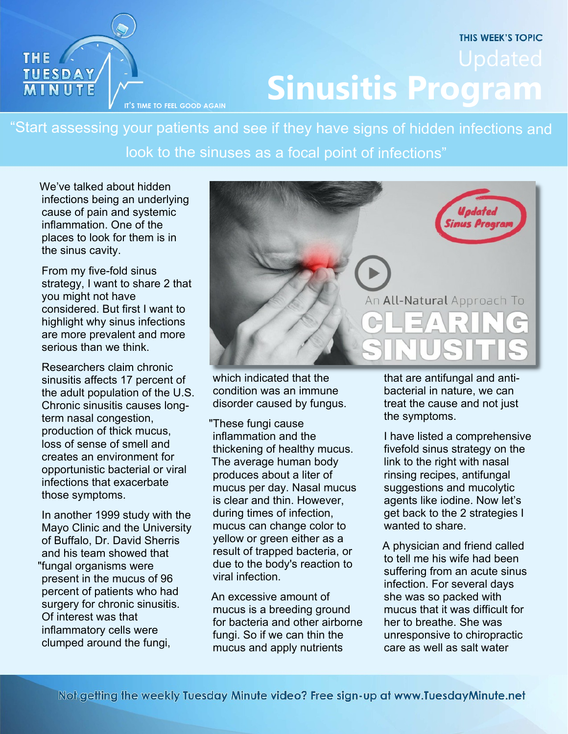THIS WEEK'S TOPIC

# Updated Sinusitis Program

"Start assessing your patients and see if they have signs of hidden infections and look to the sinuses as a focal point of infections"

We've talked about hidden infections being an underlying cause of pain and systemic inflammation. One of the places to look for them is in the sinus cavity.

From my five-fold sinus strategy, I want to share 2 that you might not have considered. But first I want to highlight why sinus infections are more prevalent and more serious than we think.

Researchers claim chronic sinusitis affects 17 percent of the adult population of the U.S. Chronic sinusitis causes long-term nasal congestion, production of thick mucus, loss of sense of smell and creates an environment for opportunistic bacterial or viral infections that exacerbate those symptoms.

In another 1999 study with the Mayo Clinic and the University of Buffalo, Dr. David Sherris and his team showed that "fungal organisms were present in the mucus of 96 percent of patients who had surgery for chronic sinusitis. Of interest was that inflammatory cells were clumped around the fungi, which indicated that the condition was an immune disorder caused by fungus.

"These fungi cause inflammation and the thickening of healthy mucus. The average human body produces about a liter of mucus per day. Nasal mucus is clear and thin. However, during times of infection, mucus can change color to yellow or green either as a result of trapped bacteria, or due to the body's reaction to viral infection.

An excessive amount of mucus is a breeding ground for bacteria and other airborne fungi. So if we can thin the mucus and apply nutrients that are antifungal and anti-bacterial in nature, we can treat the cause and not just the symptoms.

I have listed a comprehensive fivefold sinus strategy on the link to the right with nasal rinsing recipes, antifungal suggestions and mucolytic agents like iodine. Now let's get back to the 2 strategies I wanted to share.

A physician and friend called to tell me his wife had been suffering from an acute sinus infection. For several days she was so packed with mucus that it was difficult for her to breathe. She was unresponsive to chiropractic care as well as salt water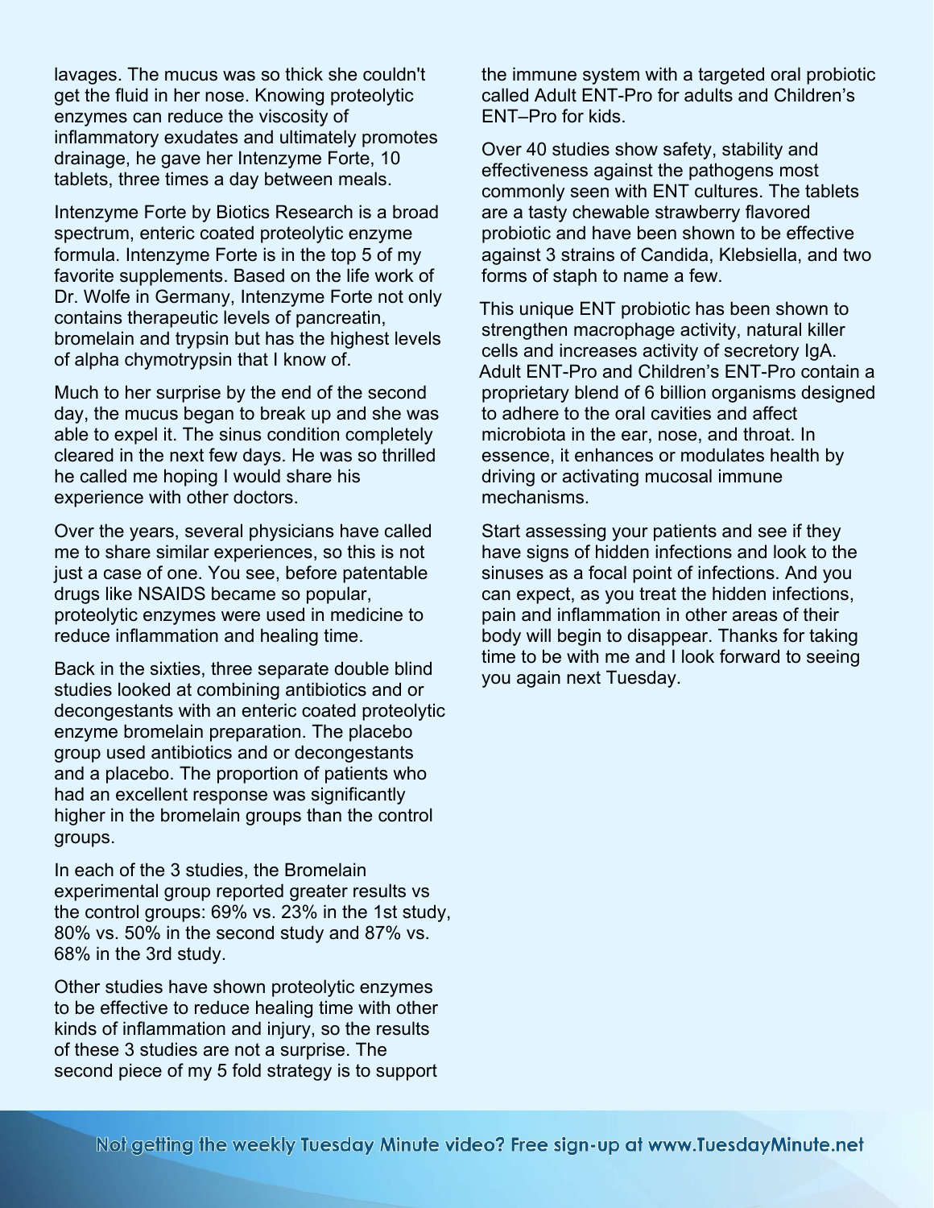lavages. The mucus was so thick she couldn't get the fluid in her nose. Knowing proteolytic enzymes can reduce the viscosity of inflammatory exudates and ultimately promotes drainage, he gave her Intenzyme Forte, 10 tablets, three times a day between meals.

Intenzyme Forte by Biotics Research is a broad spectrum, enteric coated proteolytic enzyme formula. Intenzyme Forte is in the top 5 of my favorite supplements. Based on the life work of Dr. Wolfe in Germany, Intenzyme Forte not only contains therapeutic levels of pancreatin, bromelain and trypsin but has the highest levels of alpha chymotrypsin that I know of.

Much to her surprise by the end of the second day, the mucus began to break up and she was able to expel it. The sinus condition completely cleared in the next few days. He was so thrilled he called me hoping I would share his experience with other doctors.

Over the years, several physicians have called me to share similar experiences, so this is not just a case of one. You see, before patentable drugs like NSAIDS became so popular, proteolytic enzymes were used in medicine to reduce inflammation and healing time.

Back in the sixties, three separate double blind studies looked at combining antibiotics and or decongestants with an enteric coated proteolytic enzyme bromelain preparation. The placebo group used antibiotics and or decongestants and a placebo. The proportion of patients who had an excellent response was significantly higher in the bromelain groups than the control groups.

In each of the 3 studies, the Bromelain experimental group reported greater results vs the control groups: 69% vs. 23% in the 1st study, 80% vs. 50% in the second study and 87% vs. 68% in the 3rd study.

Other studies have shown proteolytic enzymes to be effective to reduce healing time with other kinds of inflammation and injury, so the results of these 3 studies are not a surprise. The second piece of my 5 fold strategy is to support the immune system with a targeted oral probiotic called Adult ENT-Pro for adults and Children's ENT–Pro for kids.

Over 40 studies show safety, stability and effectiveness against the pathogens most commonly seen with ENT cultures. The tablets are a tasty chewable strawberry flavored probiotic and have been shown to be effective against 3 strains of Candida, Klebsiella, and two forms of staph to name a few.

This unique ENT probiotic has been shown to strengthen macrophage activity, natural killer cells and increases activity of secretory IgA. Adult ENT-Pro and Children's ENT-Pro contain a proprietary blend of 6 billion organisms designed to adhere to the oral cavities and affect microbiota in the ear, nose, and throat. In essence, it enhances or modulates health by driving or activating mucosal immune mechanisms.

Start assessing your patients and see if they have signs of hidden infections and look to the sinuses as a focal point of infections. And you can expect, as you treat the hidden infections, pain and inflammation in other areas of their body will begin to disappear. Thanks for taking time to be with me and I look forward to seeing you again next Tuesday.

Not getting the weekly Tuesday Minute video? Free sign-up at www.TuesdayMinute.net